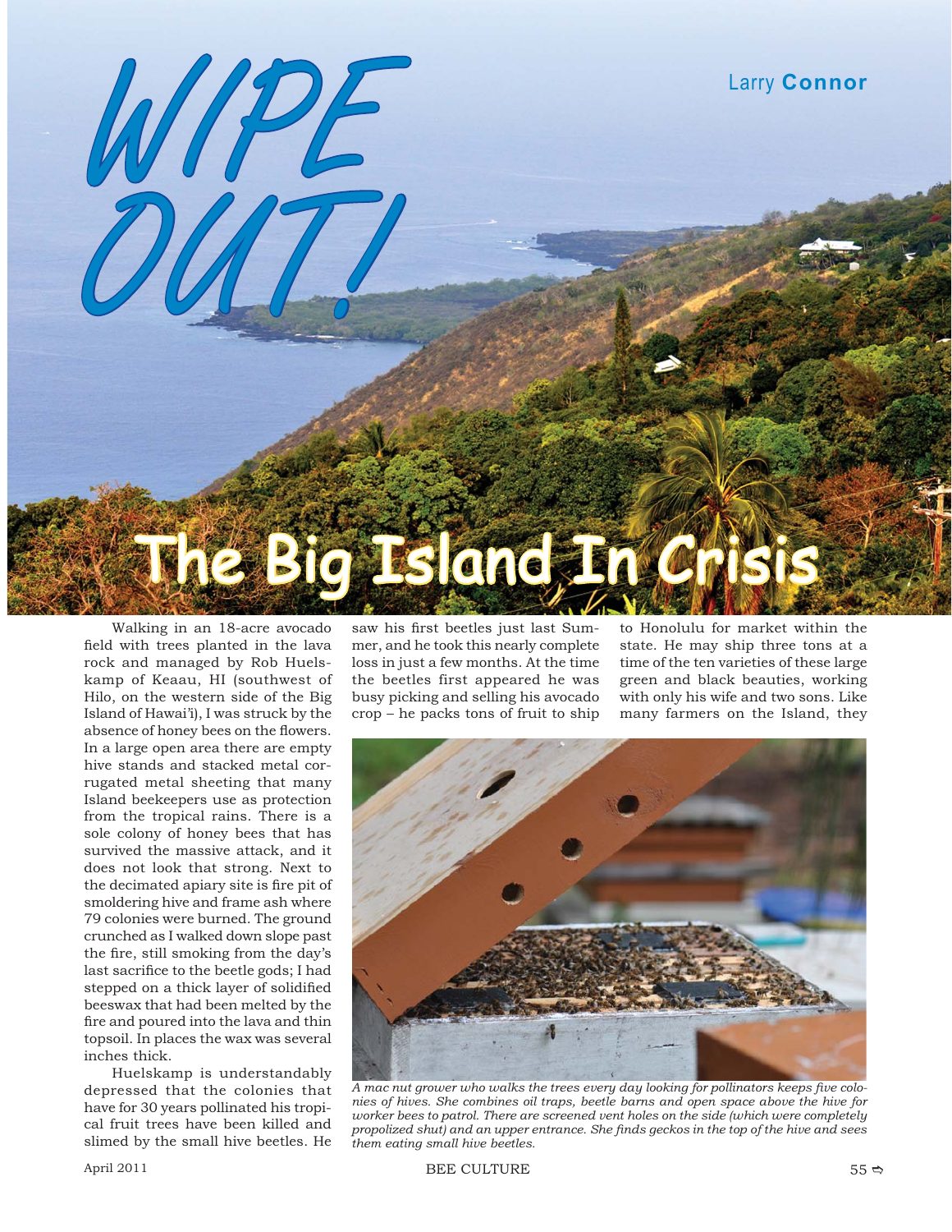# WIPE OUT!

## The Big Island In Crisis

Larry **Connor**

Walking in an 18-acre avocado field with trees planted in the lava rock and managed by Rob Huelskamp of Keaau, HI (southwest of Hilo, on the western side of the Big Island of Hawai'i), I was struck by the absence of honey bees on the flowers. In a large open area there are empty hive stands and stacked metal corrugated metal sheeting that many Island beekeepers use as protection from the tropical rains. There is a sole colony of honey bees that has survived the massive attack, and it does not look that strong. Next to the decimated apiary site is fire pit of smoldering hive and frame ash where 79 colonies were burned. The ground crunched as I walked down slope past the fire, still smoking from the day's last sacrifice to the beetle gods; I had stepped on a thick layer of solidified beeswax that had been melted by the fire and poured into the lava and thin topsoil. In places the wax was several inches thick.

Huelskamp is understandably depressed that the colonies that have for 30 years pollinated his tropical fruit trees have been killed and slimed by the small hive beetles. He saw his first beetles just last Summer, and he took this nearly complete loss in just a few months. At the time the beetles first appeared he was busy picking and selling his avocado crop – he packs tons of fruit to ship to Honolulu for market within the state. He may ship three tons at a time of the ten varieties of these large green and black beauties, working with only his wife and two sons. Like many farmers on the Island, they

*A mac nut grower who walks the trees every day looking for pollinators keeps five colonies of hives. She combines oil traps, beetle barns and open space above the hive for worker bees to patrol. There are screened vent holes on the side (which were completely propolized shut) and an upper entrance. She finds geckos in the top of the hive and sees them eating small hive beetles.*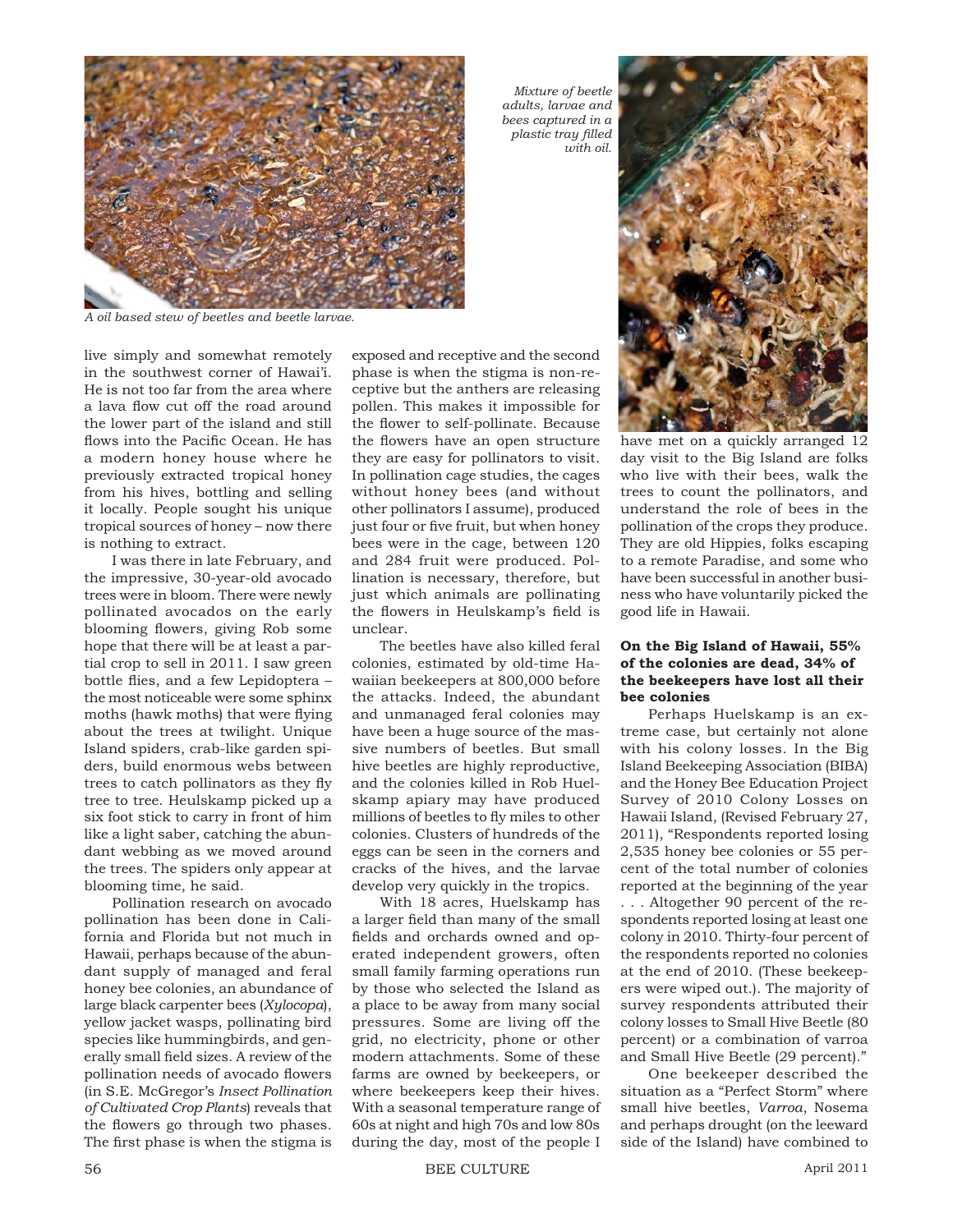Mixture of beetle adults, larvae and bees captured in a plastic tray filled with oil.

*A oil based stew of beetles and beetle larvae.*

live simply and somewhat remotely in the southwest corner of Hawai'i. He is not too far from the area where a lava flow cut off the road around the lower part of the island and still flows into the Pacific Ocean. He has a modern honey house where he previously extracted tropical honey from his hives, bottling and selling it locally. People sought his unique tropical sources of honey – now there is nothing to extract.

I was there in late February, and the impressive, 30-year-old avocado trees were in bloom. There were newly pollinated avocados on the early blooming flowers, giving Rob some hope that there will be at least a partial crop to sell in 2011. I saw green bottle flies, and a few Lepidoptera – the most noticeable were some sphinx moths (hawk moths) that were flying about the trees at twilight. Unique Island spiders, crab-like garden spiders, build enormous webs between trees to catch pollinators as they fly tree to tree. Heulskamp picked up a six foot stick to carry in front of him like a light saber, catching the abundant webbing as we moved around the trees. The spiders only appear at blooming time, he said.

Pollination research on avocado pollination has been done in California and Florida but not much in Hawaii, perhaps because of the abundant supply of managed and feral honey bee colonies, an abundance of large black carpenter bees (*Xylocopa*), yellow jacket wasps, pollinating bird species like hummingbirds, and generally small field sizes. A review of the pollination needs of avocado flowers (in S.E. McGregor's *Insect Pollination of Cultivated Crop Plants*) reveals that the flowers go through two phases. The first phase is when the stigma is exposed and receptive and the second phase is when the stigma is non-receptive but the anthers are releasing pollen. This makes it impossible for the flower to self-pollinate. Because the flowers have an open structure they are easy for pollinators to visit. In pollination cage studies, the cages without honey bees (and without other pollinators I assume), produced just four or five fruit, but when honey bees were in the cage, between 120 and 284 fruit were produced. Pollination is necessary, therefore, but just which animals are pollinating the flowers in Heulskamp's field is unclear.

The beetles have also killed feral colonies, estimated by old-time Hawaiian beekeepers at 800,000 before the attacks. Indeed, the abundant and unmanaged feral colonies may have been a huge source of the massive numbers of beetles. But small hive beetles are highly reproductive, and the colonies killed in Rob Huelskamp apiary may have produced millions of beetles to fly miles to other colonies. Clusters of hundreds of the eggs can be seen in the corners and cracks of the hives, and the larvae develop very quickly in the tropics.

With 18 acres, Huelskamp has a larger field than many of the small fields and orchards owned and operated independent growers, often small family farming operations run by those who selected the Island as a place to be away from many social pressures. Some are living off the grid, no electricity, phone or other modern attachments. Some of these farms are owned by beekeepers, or where beekeepers keep their hives. With a seasonal temperature range of 60s at night and high 70s and low 80s during the day, most of the people I have met on a quickly arranged 12 day visit to the Big Island are folks who live with their bees, walk the trees to count the pollinators, and understand the role of bees in the pollination of the crops they produce. They are old Hippies, folks escaping to a remote Paradise, and some who have been successful in another business who have voluntarily picked the good life in Hawaii.

**On the Big Island of Hawaii, 55% of the colonies are dead, 34% of the beekeepers have lost all their bee colonies**

Perhaps Huelskamp is an extreme case, but certainly not alone with his colony losses. In the Big Island Beekeeping Association (BIBA) and the Honey Bee Education Project Survey of 2010 Colony Losses on Hawaii Island, (Revised February 27, 2011), "Respondents reported losing 2,535 honey bee colonies or 55 percent of the total number of colonies reported at the beginning of the year . . . Altogether 90 percent of the respondents reported losing at least one colony in 2010. Thirty-four percent of the respondents reported no colonies at the end of 2010. (These beekeepers were wiped out.). The majority of survey respondents attributed their colony losses to Small Hive Beetle (80 percent) or a combination of varroa and Small Hive Beetle (29 percent)."

One beekeeper described the situation as a "Perfect Storm" where small hive beetles, *Varroa*, Nosema and perhaps drought (on the leeward side of the Island) have combined to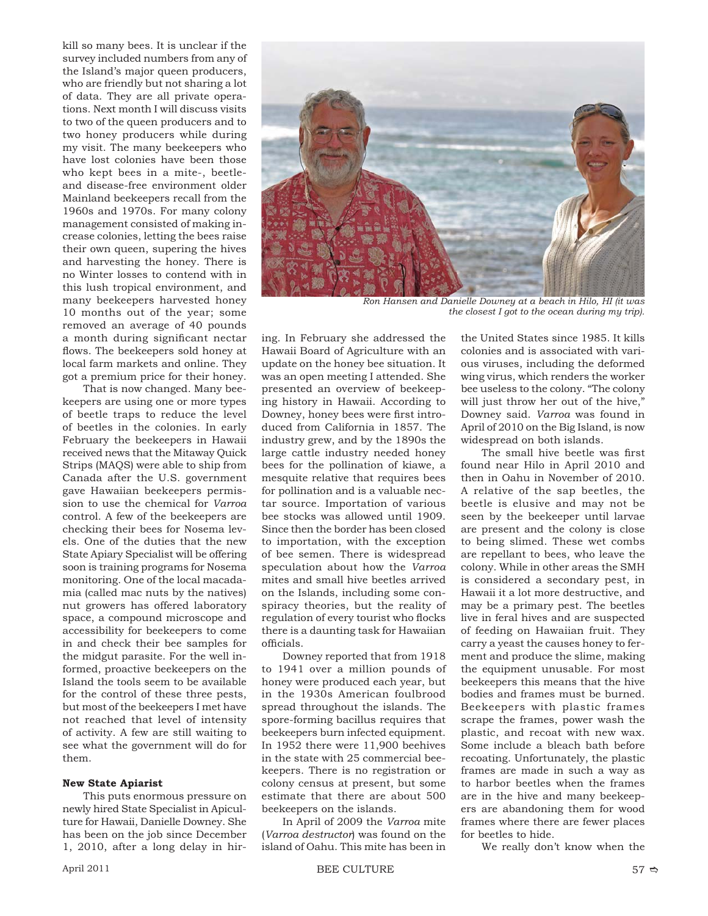kill so many bees. It is unclear if the survey included numbers from any of the Island's major queen producers, who are friendly but not sharing a lot of data. They are all private operations. Next month I will discuss visits to two of the queen producers and to two honey producers while during my visit. The many beekeepers who have lost colonies have been those who kept bees in a mite-, beetle- and disease-free environment older Mainland beekeepers recall from the 1960s and 1970s. For many colony management consisted of making increase colonies, letting the bees raise their own queen, supering the hives and harvesting the honey. There is no Winter losses to contend with in this lush tropical environment, and many beekeepers harvested honey 10 months out of the year; some removed an average of 40 pounds a month during significant nectar flows. The beekeepers sold honey at local farm markets and online. They got a premium price for their honey.

That is now changed. Many beekeepers are using one or more types of beetle traps to reduce the level of beetles in the colonies. In early February the beekeepers in Hawaii received news that the Mitaway Quick Strips (MAQS) were able to ship from Canada after the U.S. government gave Hawaiian beekeepers permission to use the chemical for *Varroa* control. A few of the beekeepers are checking their bees for Nosema levels. One of the duties that the new State Apiary Specialist will be offering soon is training programs for Nosema monitoring. One of the local macadamia (called mac nuts by the natives) nut growers has offered laboratory space, a compound microscope and accessibility for beekeepers to come in and check their bee samples for the midgut parasite. For the well informed, proactive beekeepers on the Island the tools seem to be available for the control of these three pests, but most of the beekeepers I met have not reached that level of intensity of activity. A few are still waiting to see what the government will do for them.

**New State Apiarist**

This puts enormous pressure on newly hired State Specialist in Apiculture for Hawaii, Danielle Downey. She has been on the job since December 1, 2010, after a long delay in hiring. In February she addressed the Hawaii Board of Agriculture with an update on the honey bee situation. It was an open meeting I attended. She presented an overview of beekeeping history in Hawaii. According to Downey, honey bees were first introduced from California in 1857. The industry grew, and by the 1890s the large cattle industry needed honey bees for the pollination of kiawe, a mesquite relative that requires bees for pollination and is a valuable nectar source. Importation of various bee stocks was allowed until 1909. Since then the border has been closed to importation, with the exception of bee semen. There is widespread speculation about how the *Varroa* mites and small hive beetles arrived on the Islands, including some conspiracy theories, but the reality of regulation of every tourist who flocks there is a daunting task for Hawaiian officials.

*Ron Hansen and Danielle Downey at a beach in Hilo, HI (it was the closest I got to the ocean during my trip).*

Downey reported that from 1918 to 1941 over a million pounds of honey were produced each year, but in the 1930s American foulbrood spread throughout the islands. The spore-forming bacillus requires that beekeepers burn infected equipment. In 1952 there were 11,900 beehives in the state with 25 commercial beekeepers. There is no registration or colony census at present, but some estimate that there are about 500 beekeepers on the islands.

In April of 2009 the *Varroa* mite (*Varroa destructor*) was found on the island of Oahu. This mite has been in the United States since 1985. It kills colonies and is associated with various viruses, including the deformed wing virus, which renders the worker bee useless to the colony. "The colony will just throw her out of the hive," Downey said. *Varroa* was found in April of 2010 on the Big Island, is now widespread on both islands.

The small hive beetle was first found near Hilo in April 2010 and then in Oahu in November of 2010. A relative of the sap beetles, the beetle is elusive and may not be seen by the beekeeper until larvae are present and the colony is close to being slimed. These wet combs are repellant to bees, who leave the colony. While in other areas the SMH is considered a secondary pest, in Hawaii it a lot more destructive, and may be a primary pest. The beetles live in feral hives and are suspected of feeding on Hawaiian fruit. They carry a yeast the causes honey to ferment and produce the slime, making the equipment unusable. For most beekeepers this means that the hive bodies and frames must be burned. Beekeepers with plastic frames scrape the frames, power wash the plastic, and recoat with new wax. Some include a bleach bath before recoating. Unfortunately, the plastic frames are made in such a way as to harbor beetles when the frames are in the hive and many beekeepers are abandoning them for wood frames where there are fewer places for beetles to hide.

We really don't know when the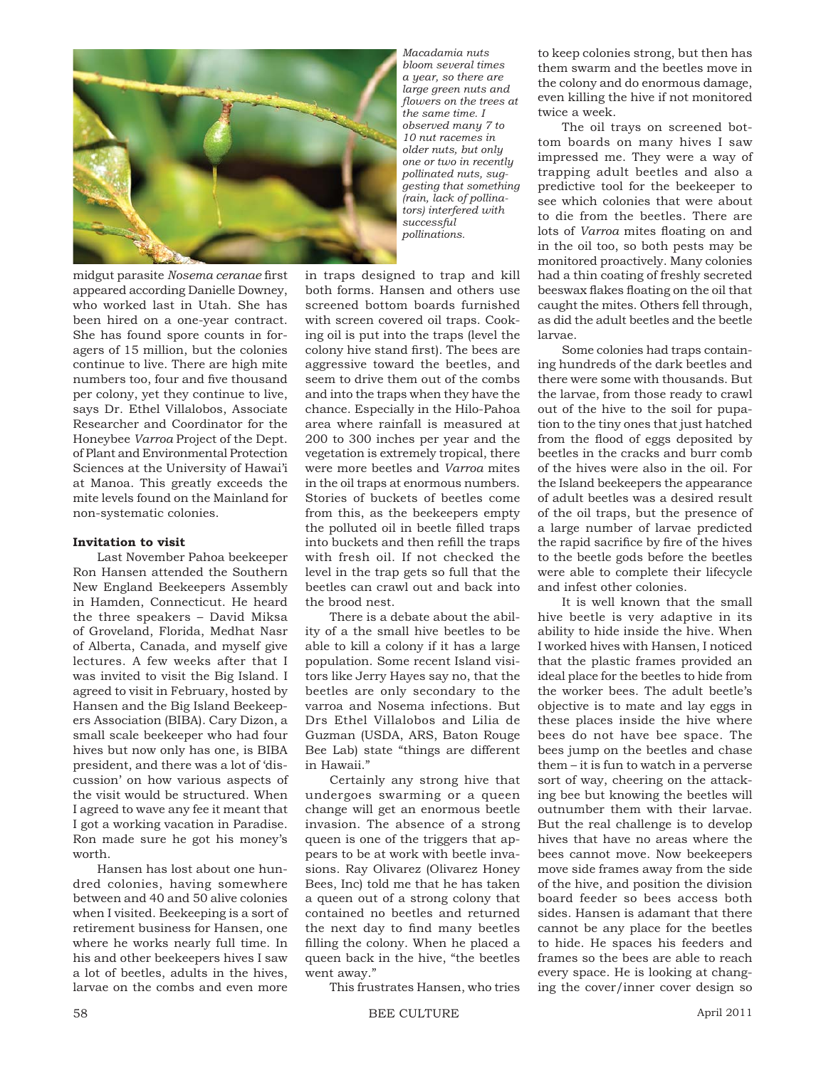*Macadamia nuts bloom several times a year, so there are large green nuts and flowers on the trees at the same time. I observed many 7 to 10 nut racemes in older nuts, but only one or two in recently pollinated nuts, suggesting that something (rain, lack of pollinators) interfered with successful pollinations.*

midgut parasite *Nosema ceranae* first appeared according Danielle Downey, who worked last in Utah. She has been hired on a one-year contract. She has found spore counts in foragers of 15 million, but the colonies continue to live. There are high mite numbers too, four and five thousand per colony, yet they continue to live, says Dr. Ethel Villalobos, Associate Researcher and Coordinator for the Honeybee *Varroa* Project of the Dept. of Plant and Environmental Protection Sciences at the University of Hawai'i at Manoa. This greatly exceeds the mite levels found on the Mainland for non-systematic colonies.

**Invitation to visit**

Last November Pahoa beekeeper Ron Hansen attended the Southern New England Beekeepers Assembly in Hamden, Connecticut. He heard the three speakers – David Miksa of Groveland, Florida, Medhat Nasr of Alberta, Canada, and myself give lectures. A few weeks after that I was invited to visit the Big Island. I agreed to visit in February, hosted by Hansen and the Big Island Beekeepers Association (BIBA). Cary Dizon, a small scale beekeeper who had four hives but now only has one, is BIBA president, and there was a lot of 'discussion' on how various aspects of the visit would be structured. When I agreed to wave any fee it meant that I got a working vacation in Paradise. Ron made sure he got his money's worth.

Hansen has lost about one hundred colonies, having somewhere between and 40 and 50 alive colonies when I visited. Beekeeping is a sort of retirement business for Hansen, one where he works nearly full time. In his and other beekeepers hives I saw a lot of beetles, adults in the hives, larvae on the combs and even more in traps designed to trap and kill both forms. Hansen and others use screened bottom boards furnished with screen covered oil traps. Cooking oil is put into the traps (level the colony hive stand first). The bees are aggressive toward the beetles, and seem to drive them out of the combs and into the traps when they have the chance. Especially in the Hilo-Pahoa area where rainfall is measured at 200 to 300 inches per year and the vegetation is extremely tropical, there were more beetles and *Varroa* mites in the oil traps at enormous numbers. Stories of buckets of beetles come from this, as the beekeepers empty the polluted oil in beetle filled traps into buckets and then refill the traps with fresh oil. If not checked the level in the trap gets so full that the beetles can crawl out and back into the brood nest.

There is a debate about the ability of a the small hive beetles to be able to kill a colony if it has a large population. Some recent Island visitors like Jerry Hayes say no, that the beetles are only secondary to the varroa and Nosema infections. But Drs Ethel Villalobos and Lilia de Guzman (USDA, ARS, Baton Rouge Bee Lab) state "things are different in Hawaii."

Certainly any strong hive that undergoes swarming or a queen change will get an enormous beetle invasion. The absence of a strong queen is one of the triggers that appears to be at work with beetle invasions. Ray Olivarez (Olivarez Honey Bees, Inc) told me that he has taken a queen out of a strong colony that contained no beetles and returned the next day to find many beetles filling the colony. When he placed a queen back in the hive, "the beetles went away."

This frustrates Hansen, who tries to keep colonies strong, but then has them swarm and the beetles move in the colony and do enormous damage, even killing the hive if not monitored twice a week.

The oil trays on screened bottom boards on many hives I saw impressed me. They were a way of trapping adult beetles and also a predictive tool for the beekeeper to see which colonies that were about to die from the beetles. There are lots of *Varroa* mites floating on and in the oil too, so both pests may be monitored proactively. Many colonies had a thin coating of freshly secreted beeswax flakes floating on the oil that caught the mites. Others fell through, as did the adult beetles and the beetle larvae.

Some colonies had traps containing hundreds of the dark beetles and there were some with thousands. But the larvae, from those ready to crawl out of the hive to the soil for pupation to the tiny ones that just hatched from the flood of eggs deposited by beetles in the cracks and burr comb of the hives were also in the oil. For the Island beekeepers the appearance of adult beetles was a desired result of the oil traps, but the presence of a large number of larvae predicted the rapid sacrifice by fire of the hives to the beetle gods before the beetles were able to complete their lifecycle and infest other colonies.

It is well known that the small hive beetle is very adaptive in its ability to hide inside the hive. When I worked hives with Hansen, I noticed that the plastic frames provided an ideal place for the beetles to hide from the worker bees. The adult beetle's objective is to mate and lay eggs in these places inside the hive where bees do not have bee space. The bees jump on the beetles and chase them – it is fun to watch in a perverse sort of way, cheering on the attacking bee but knowing the beetles will outnumber them with their larvae. But the real challenge is to develop hives that have no areas where the bees cannot move. Now beekeepers move side frames away from the side of the hive, and position the division board feeder so bees access both sides. Hansen is adamant that there cannot be any place for the beetles to hide. He spaces his feeders and frames so the bees are able to reach every space. He is looking at changing the cover/inner cover design so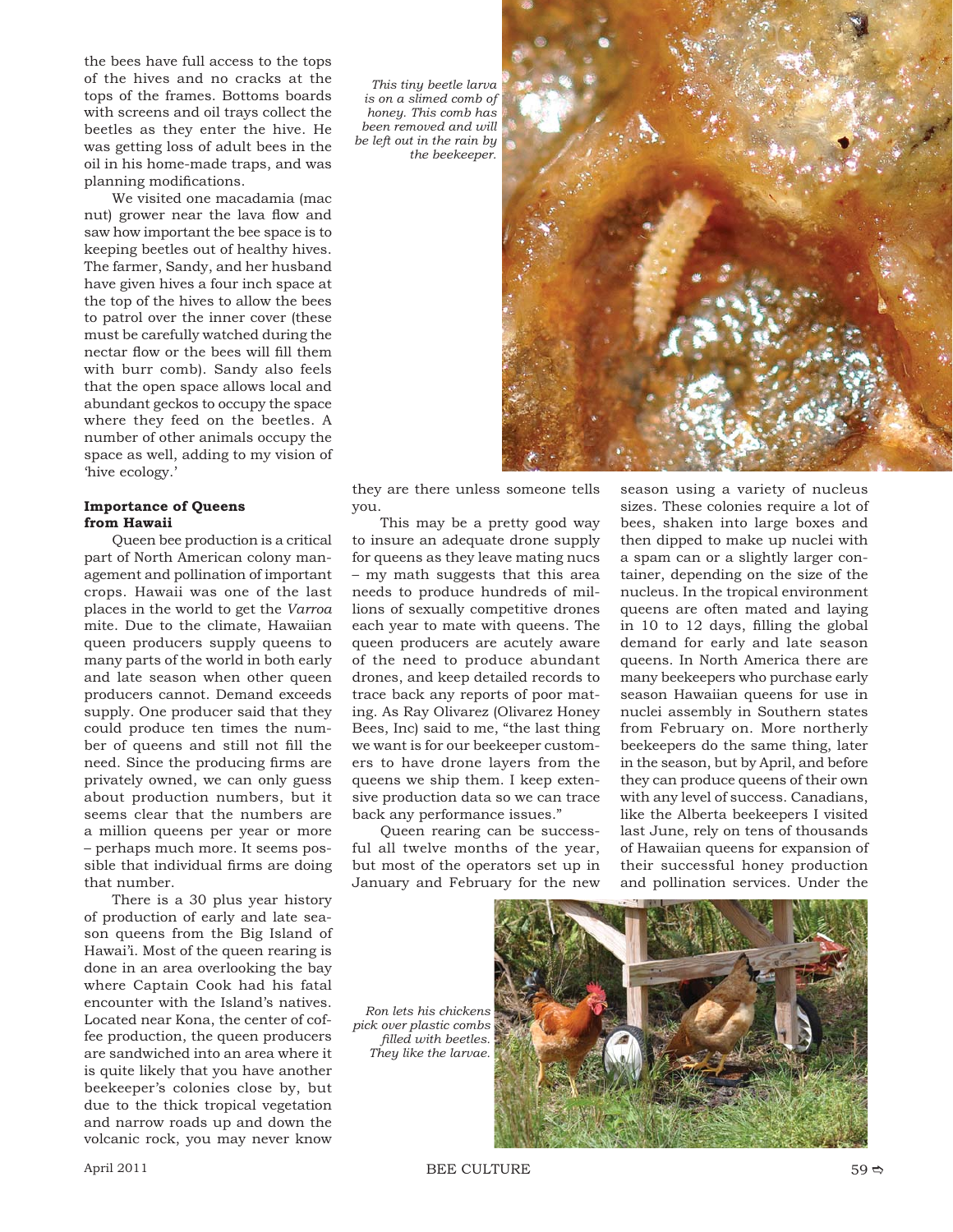the bees have full access to the tops of the hives and no cracks at the tops of the frames. Bottoms boards with screens and oil trays collect the beetles as they enter the hive. He was getting loss of adult bees in the oil in his home-made traps, and was planning modifications.

We visited one macadamia (mac nut) grower near the lava flow and saw how important the bee space is to keeping beetles out of healthy hives. The farmer, Sandy, and her husband have given hives a four inch space at the top of the hives to allow the bees to patrol over the inner cover (these must be carefully watched during the nectar flow or the bees will fill them with burr comb). Sandy also feels that the open space allows local and abundant geckos to occupy the space where they feed on the beetles. A number of other animals occupy the space as well, adding to my vision of 'hive ecology.'

*This tiny beetle larva is on a slimed comb of honey. This comb has been removed and will be left out in the rain by the beekeeper.*

### Importance of Queens from Hawaii

Queen bee production is a critical part of North American colony management and pollination of important crops. Hawaii was one of the last places in the world to get the *Varroa* mite. Due to the climate, Hawaiian queen producers supply queens to many parts of the world in both early and late season when other queen producers cannot. Demand exceeds supply. One producer said that they could produce ten times the number of queens and still not fill the need. Since the producing firms are privately owned, we can only guess about production numbers, but it seems clear that the numbers are a million queens per year or more – perhaps much more. It seems possible that individual firms are doing that number.

There is a 30 plus year history of production of early and late season queens from the Big Island of Hawai'i. Most of the queen rearing is done in an area overlooking the bay where Captain Cook had his fatal encounter with the Island's natives. Located near Kona, the center of coffee production, the queen producers are sandwiched into an area where it is quite likely that you have another beekeeper's colonies close by, but due to the thick tropical vegetation and narrow roads up and down the volcanic rock, you may never know they are there unless someone tells you.

This may be a pretty good way to insure an adequate drone supply for queens as they leave mating nucs – my math suggests that this area needs to produce hundreds of millions of sexually competitive drones each year to mate with queens. The queen producers are acutely aware of the need to produce abundant drones, and keep detailed records to trace back any reports of poor mating. As Ray Olivarez (Olivarez Honey Bees, Inc) said to me, "the last thing we want is for our beekeeper customers to have drone layers from the queens we ship them. I keep extensive production data so we can trace back any performance issues."

Queen rearing can be successful all twelve months of the year, but most of the operators set up in January and February for the new season using a variety of nucleus sizes. These colonies require a lot of bees, shaken into large boxes and then dipped to make up nuclei with a spam can or a slightly larger container, depending on the size of the nucleus. In the tropical environment queens are often mated and laying in 10 to 12 days, filling the global demand for early and late season queens. In North America there are many beekeepers who purchase early season Hawaiian queens for use in nuclei assembly in Southern states from February on. More northerly beekeepers do the same thing, later in the season, but by April, and before they can produce queens of their own with any level of success. Canadians, like the Alberta beekeepers I visited last June, rely on tens of thousands of Hawaiian queens for expansion of their successful honey production and pollination services. Under the

*Ron lets his chickens pick over plastic combs filled with beetles. They like the larvae.*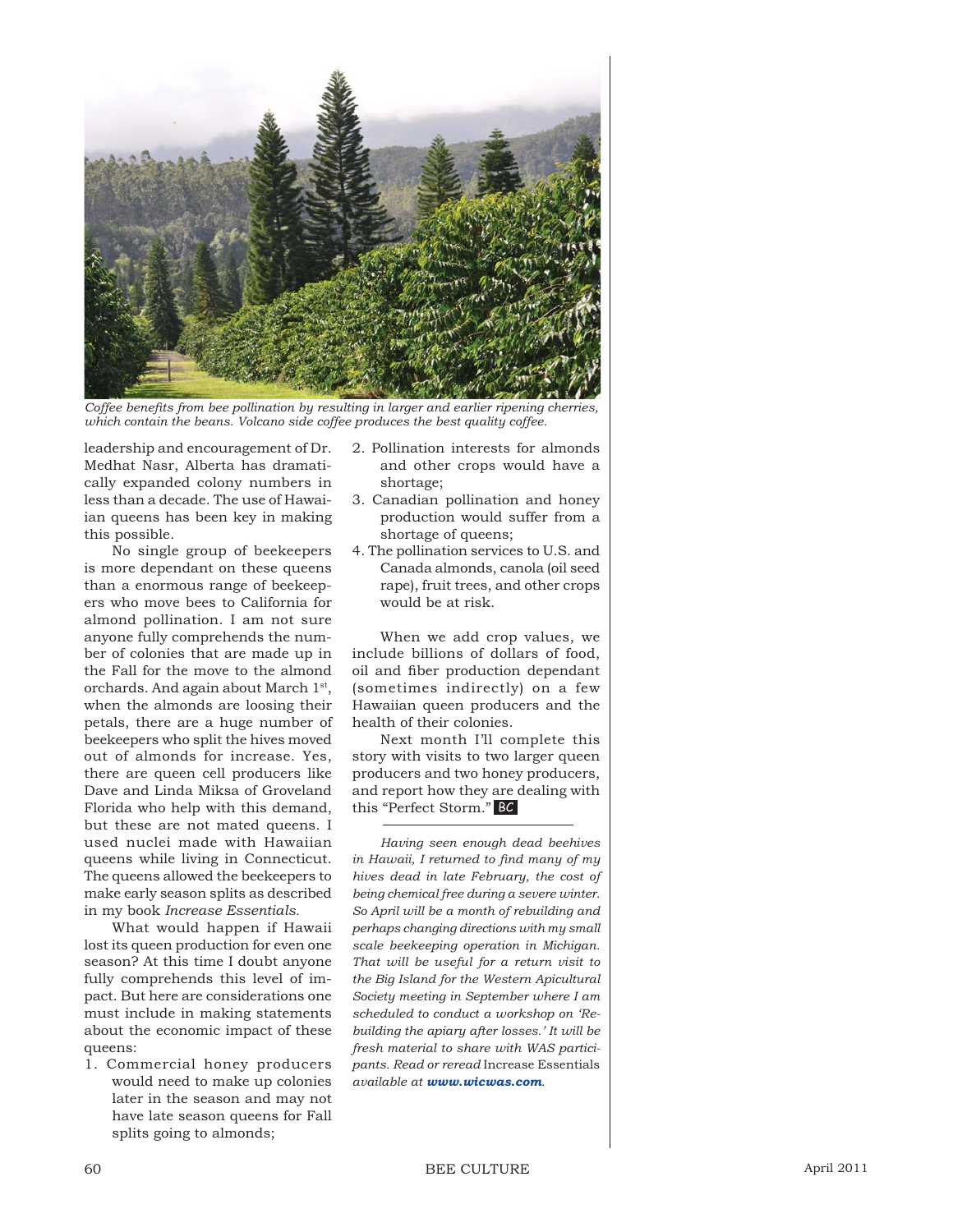Coffee benefits from bee pollination by resulting in larger and earlier ripening cherries, which contain the beans. Volcano side coffee produces the best quality coffee.

leadership and encouragement of Dr. Medhat Nasr, Alberta has dramatically expanded colony numbers in less than a decade. The use of Hawaiian queens has been key in making this possible.

No single group of beekeepers is more dependant on these queens than a enormous range of beekeepers who move bees to California for almond pollination. I am not sure anyone fully comprehends the number of colonies that are made up in the Fall for the move to the almond orchards. And again about March 1st, when the almonds are loosing their petals, there are a huge number of beekeepers who split the hives moved out of almonds for increase. Yes, there are queen cell producers like Dave and Linda Miksa of Groveland Florida who help with this demand, but these are not mated queens. I used nuclei made with Hawaiian queens while living in Connecticut. The queens allowed the beekeepers to make early season splits as described in my book *Increase Essentials.*

What would happen if Hawaii lost its queen production for even one season? At this time I doubt anyone fully comprehends this level of impact. But here are considerations one must include in making statements about the economic impact of these queens:

1. Commercial honey producers would need to make up colonies later in the season and may not have late season queens for Fall splits going to almonds;
2. Pollination interests for almonds and other crops would have a shortage;
3. Canadian pollination and honey production would suffer from a shortage of queens;
4. The pollination services to U.S. and Canada almonds, canola (oil seed rape), fruit trees, and other crops would be at risk.

When we add crop values, we include billions of dollars of food, oil and fiber production dependant (sometimes indirectly) on a few Hawaiian queen producers and the health of their colonies.

Next month I'll complete this story with visits to two larger queen producers and two honey producers, and report how they are dealing with this "Perfect Storm." BC

---

*Having seen enough dead beehives in Hawaii, I returned to find many of my hives dead in late February, the cost of being chemical free during a severe winter. So April will be a month of rebuilding and perhaps changing directions with my small scale beekeeping operation in Michigan. That will be useful for a return visit to the Big Island for the Western Apicultural Society meeting in September where I am scheduled to conduct a workshop on 'Rebuilding the apiary after losses.' It will be fresh material to share with WAS participants. Read or reread* Increase Essentials *available at* ***www.wicwas.com****.*